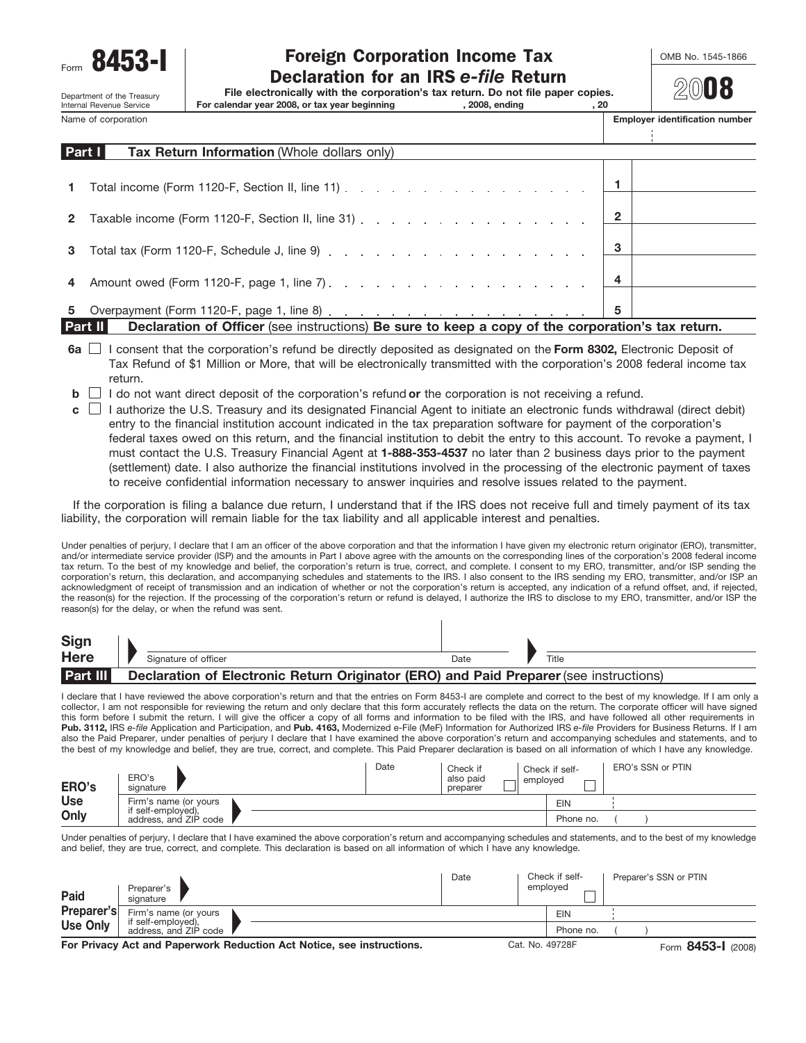Form **8453-I**

Department of the Treasury
Internal Revenue Service

# Foreign Corporation Income Tax Declaration for an IRS *e-file* Return

**File electronically with the corporation's tax return. Do not file paper copies.**

**For calendar year 2008, or tax year beginning , 2008, ending , 20**

OMB No. 1545-1866

**2008**

Name of corporation | **Employer identification number**

## Part I — Tax Return Information (Whole dollars only)

| | | | |
|---|---|---|---|
| 1 | Total income (Form 1120-F, Section II, line 11) | 1 | |
| 2 | Taxable income (Form 1120-F, Section II, line 31) | 2 | |
| 3 | Total tax (Form 1120-F, Schedule J, line 9) | 3 | |
| 4 | Amount owed (Form 1120-F, page 1, line 7) | 4 | |
| 5 | Overpayment (Form 1120-F, page 1, line 8) | 5 | |

## Part II — Declaration of Officer (see instructions) Be sure to keep a copy of the corporation's tax return.

**6a** ☐ I consent that the corporation's refund be directly deposited as designated on the **Form 8302,** Electronic Deposit of Tax Refund of $1 Million or More, that will be electronically transmitted with the corporation's 2008 federal income tax return.

**b** ☐ I do not want direct deposit of the corporation's refund **or** the corporation is not receiving a refund.

**c** ☐ I authorize the U.S. Treasury and its designated Financial Agent to initiate an electronic funds withdrawal (direct debit) entry to the financial institution account indicated in the tax preparation software for payment of the corporation's federal taxes owed on this return, and the financial institution to debit the entry to this account. To revoke a payment, I must contact the U.S. Treasury Financial Agent at **1-888-353-4537** no later than 2 business days prior to the payment (settlement) date. I also authorize the financial institutions involved in the processing of the electronic payment of taxes to receive confidential information necessary to answer inquiries and resolve issues related to the payment.

If the corporation is filing a balance due return, I understand that if the IRS does not receive full and timely payment of its tax liability, the corporation will remain liable for the tax liability and all applicable interest and penalties.

Under penalties of perjury, I declare that I am an officer of the above corporation and that the information I have given my electronic return originator (ERO), transmitter, and/or intermediate service provider (ISP) and the amounts in Part I above agree with the amounts on the corresponding lines of the corporation's 2008 federal income tax return. To the best of my knowledge and belief, the corporation's return is true, correct, and complete. I consent to my ERO, transmitter, and/or ISP sending the corporation's return, this declaration, and accompanying schedules and statements to the IRS. I also consent to the IRS sending my ERO, transmitter, and/or ISP an acknowledgment of receipt of transmission and an indication of whether or not the corporation's return is accepted, any indication of a refund offset, and, if rejected, the reason(s) for the rejection. If the processing of the corporation's return or refund is delayed, I authorize the IRS to disclose to my ERO, transmitter, and/or ISP the reason(s) for the delay, or when the refund was sent.

**Sign Here** — Signature of officer | Date | Title

## Part III — Declaration of Electronic Return Originator (ERO) and Paid Preparer (see instructions)

I declare that I have reviewed the above corporation's return and that the entries on Form 8453-I are complete and correct to the best of my knowledge. If I am only a collector, I am not responsible for reviewing the return and only declare that this form accurately reflects the data on the return. The corporate officer will have signed this form before I submit the return. I will give the officer a copy of all forms and information to be filed with the IRS, and have followed all other requirements in **Pub. 3112,** IRS *e-file* Application and Participation, and **Pub. 4163,** Modernized e-File (MeF) Information for Authorized IRS *e-file* Providers for Business Returns. If I am also the Paid Preparer, under penalties of perjury I declare that I have examined the above corporation's return and accompanying schedules and statements, and to the best of my knowledge and belief, they are true, correct, and complete. This Paid Preparer declaration is based on all information of which I have any knowledge.

| **ERO's Use Only** | | | | | |
|---|---|---|---|---|---|
| ERO's signature | | Date | Check if also paid preparer ☐ | Check if self-employed ☐ | ERO's SSN or PTIN |
| Firm's name (or yours if self-employed), address, and ZIP code | | | | EIN | |
| | | | | Phone no. | ( ) |

Under penalties of perjury, I declare that I have examined the above corporation's return and accompanying schedules and statements, and to the best of my knowledge and belief, they are true, correct, and complete. This declaration is based on all information of which I have any knowledge.

| **Paid Preparer's Use Only** | | | | |
|---|---|---|---|---|
| Preparer's signature | | Date | Check if self-employed ☐ | Preparer's SSN or PTIN |
| Firm's name (or yours if self-employed), address, and ZIP code | | | EIN | |
| | | | Phone no. | ( ) |

**For Privacy Act and Paperwork Reduction Act Notice, see instructions.** Cat. No. 49728F Form **8453-I** (2008)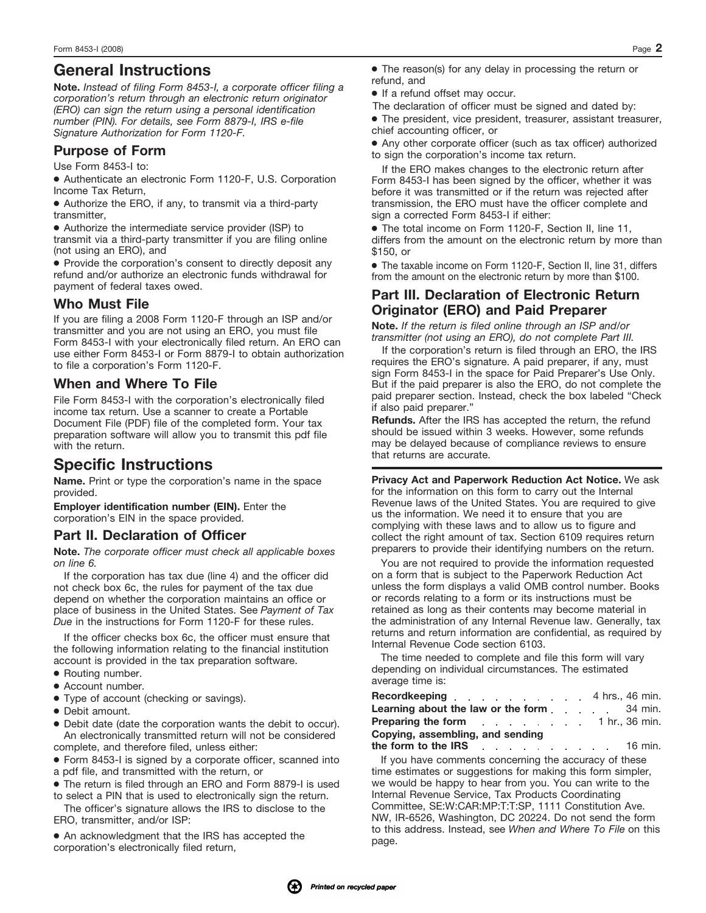## General Instructions

**Note.** *Instead of filing Form 8453-I, a corporate officer filing a corporation's return through an electronic return originator (ERO) can sign the return using a personal identification number (PIN). For details, see Form 8879-I, IRS e-file Signature Authorization for Form 1120-F.*

### Purpose of Form

Use Form 8453-I to:

- Authenticate an electronic Form 1120-F, U.S. Corporation Income Tax Return,
- Authorize the ERO, if any, to transmit via a third-party transmitter,
- Authorize the intermediate service provider (ISP) to transmit via a third-party transmitter if you are filing online (not using an ERO), and
- Provide the corporation's consent to directly deposit any refund and/or authorize an electronic funds withdrawal for payment of federal taxes owed.

### Who Must File

If you are filing a 2008 Form 1120-F through an ISP and/or transmitter and you are not using an ERO, you must file Form 8453-I with your electronically filed return. An ERO can use either Form 8453-I or Form 8879-I to obtain authorization to file a corporation's Form 1120-F.

### When and Where To File

File Form 8453-I with the corporation's electronically filed income tax return. Use a scanner to create a Portable Document File (PDF) file of the completed form. Your tax preparation software will allow you to transmit this pdf file with the return.

## Specific Instructions

**Name.** Print or type the corporation's name in the space provided.

**Employer identification number (EIN).** Enter the corporation's EIN in the space provided.

### Part II. Declaration of Officer

**Note.** *The corporate officer must check all applicable boxes on line 6.*

If the corporation has tax due (line 4) and the officer did not check box 6c, the rules for payment of the tax due depend on whether the corporation maintains an office or place of business in the United States. See *Payment of Tax Due* in the instructions for Form 1120-F for these rules.

If the officer checks box 6c, the officer must ensure that the following information relating to the financial institution account is provided in the tax preparation software.

- Routing number.
- Account number.
- Type of account (checking or savings).
- Debit amount.
- Debit date (date the corporation wants the debit to occur).

An electronically transmitted return will not be considered complete, and therefore filed, unless either:

- Form 8453-I is signed by a corporate officer, scanned into a pdf file, and transmitted with the return, or
- The return is filed through an ERO and Form 8879-I is used to select a PIN that is used to electronically sign the return.

The officer's signature allows the IRS to disclose to the ERO, transmitter, and/or ISP:

- An acknowledgment that the IRS has accepted the corporation's electronically filed return,
- The reason(s) for any delay in processing the return or refund, and
- If a refund offset may occur.

The declaration of officer must be signed and dated by:

- The president, vice president, treasurer, assistant treasurer, chief accounting officer, or
- Any other corporate officer (such as tax officer) authorized to sign the corporation's income tax return.

If the ERO makes changes to the electronic return after Form 8453-I has been signed by the officer, whether it was before it was transmitted or if the return was rejected after transmission, the ERO must have the officer complete and sign a corrected Form 8453-I if either:

- The total income on Form 1120-F, Section II, line 11, differs from the amount on the electronic return by more than $150, or
- The taxable income on Form 1120-F, Section II, line 31, differs from the amount on the electronic return by more than $100.

### Part III. Declaration of Electronic Return Originator (ERO) and Paid Preparer

**Note.** *If the return is filed online through an ISP and/or transmitter (not using an ERO), do not complete Part III.*

If the corporation's return is filed through an ERO, the IRS requires the ERO's signature. A paid preparer, if any, must sign Form 8453-I in the space for Paid Preparer's Use Only. But if the paid preparer is also the ERO, do not complete the paid preparer section. Instead, check the box labeled "Check if also paid preparer."

**Refunds.** After the IRS has accepted the return, the refund should be issued within 3 weeks. However, some refunds may be delayed because of compliance reviews to ensure that returns are accurate.

---

**Privacy Act and Paperwork Reduction Act Notice.** We ask for the information on this form to carry out the Internal Revenue laws of the United States. You are required to give us the information. We need it to ensure that you are complying with these laws and to allow us to figure and collect the right amount of tax. Section 6109 requires return preparers to provide their identifying numbers on the return.

You are not required to provide the information requested on a form that is subject to the Paperwork Reduction Act unless the form displays a valid OMB control number. Books or records relating to a form or its instructions must be retained as long as their contents may become material in the administration of any Internal Revenue law. Generally, tax returns and return information are confidential, as required by Internal Revenue Code section 6103.

The time needed to complete and file this form will vary depending on individual circumstances. The estimated average time is:

| | |
|---|---|
| **Recordkeeping** | 4 hrs., 46 min. |
| **Learning about the law or the form** | 34 min. |
| **Preparing the form** | 1 hr., 36 min. |
| **Copying, assembling, and sending the form to the IRS** | 16 min. |

If you have comments concerning the accuracy of these time estimates or suggestions for making this form simpler, we would be happy to hear from you. You can write to the Internal Revenue Service, Tax Products Coordinating Committee, SE:W:CAR:MP:T:T:SP, 1111 Constitution Ave. NW, IR-6526, Washington, DC 20224. Do not send the form to this address. Instead, see *When and Where To File* on this page.

*Printed on recycled paper*